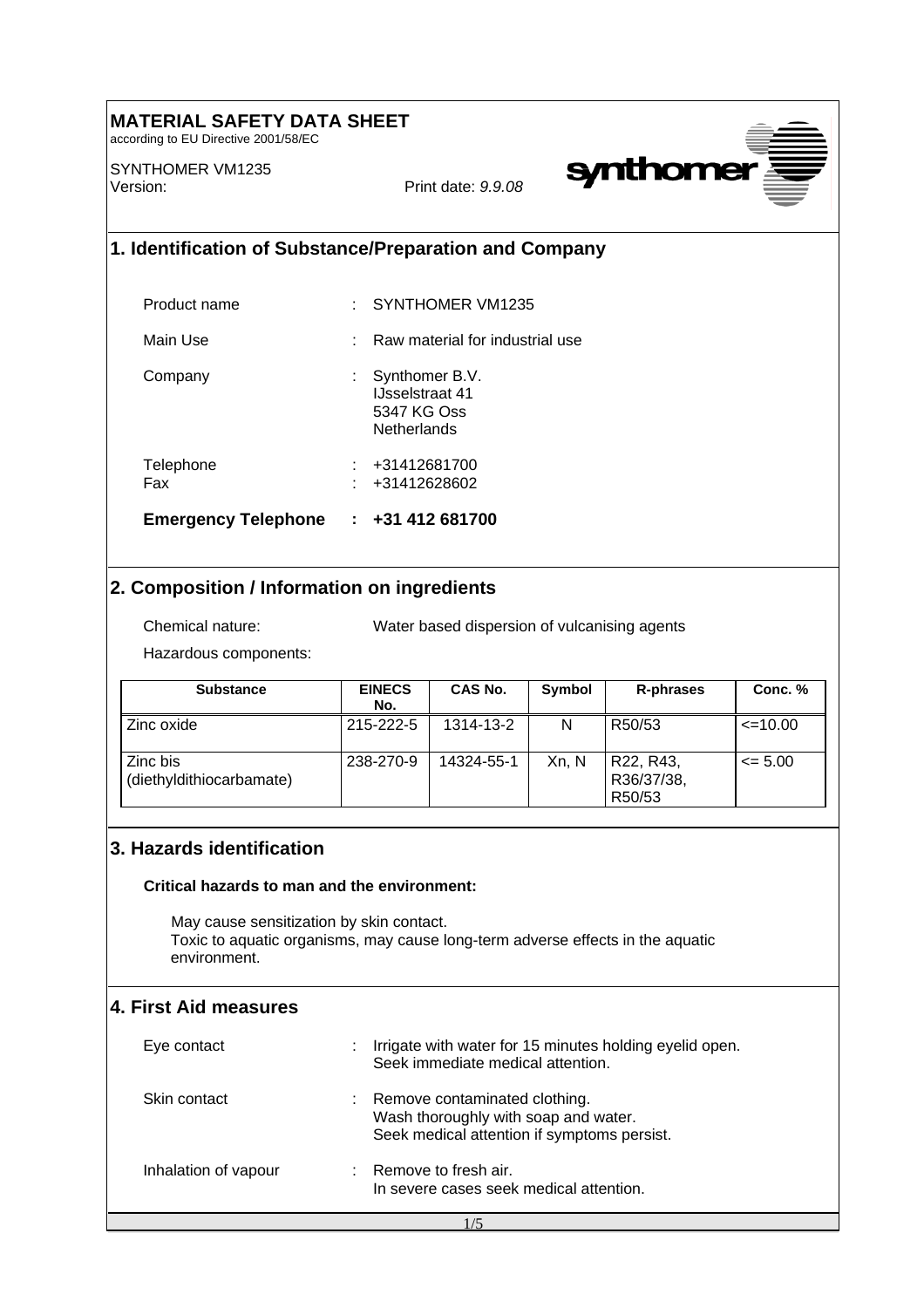# MATERIAL SAFETY DATA SHEET

according to EU Directive 2001/58/EC

SYNTHOMER VM1235

Version: Print date: *9.9.08*

## 1. Identification of Substance/Preparation and Company

Product name : SYNTHOMER VM1235

Main Use : Raw material for industrial use

Company : Synthomer B.V.
IJsselstraat 41
5347 KG Oss
Netherlands

Telephone : +31412681700

Fax : +31412628602

**Emergency Telephone : +31 412 681700**

## 2. Composition / Information on ingredients

Chemical nature: Water based dispersion of vulcanising agents

Hazardous components:

| Substance | EINECS No. | CAS No. | Symbol | R-phrases | Conc. % |
|---|---|---|---|---|---|
| Zinc oxide | 215-222-5 | 1314-13-2 | N | R50/53 | <=10.00 |
| Zinc bis (diethyldithiocarbamate) | 238-270-9 | 14324-55-1 | Xn, N | R22, R43, R36/37/38, R50/53 | <= 5.00 |

## 3. Hazards identification

**Critical hazards to man and the environment:**

May cause sensitization by skin contact.
Toxic to aquatic organisms, may cause long-term adverse effects in the aquatic environment.

## 4. First Aid measures

Eye contact : Irrigate with water for 15 minutes holding eyelid open.
Seek immediate medical attention.

Skin contact : Remove contaminated clothing.
Wash thoroughly with soap and water.
Seek medical attention if symptoms persist.

Inhalation of vapour : Remove to fresh air.
In severe cases seek medical attention.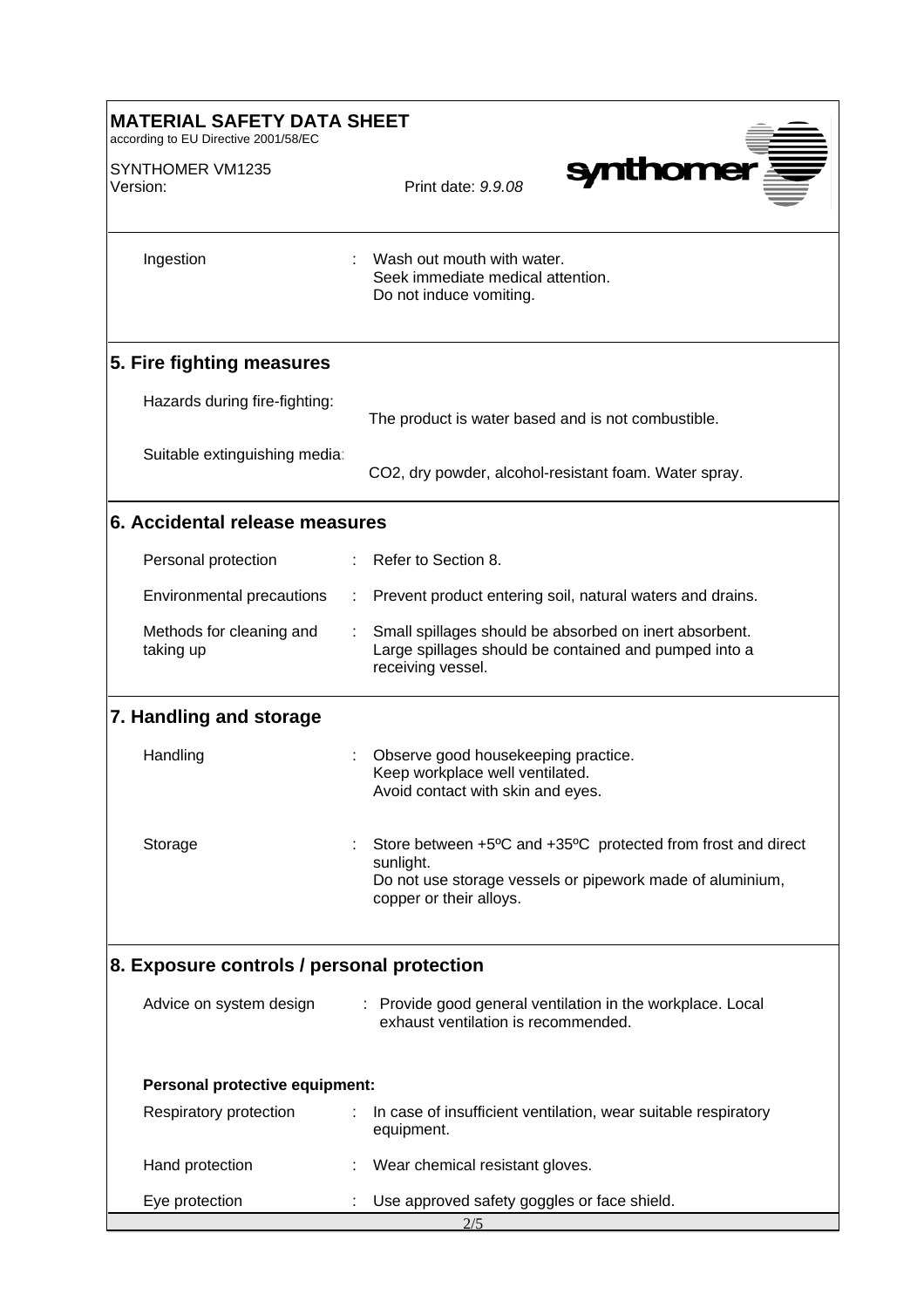| | | |
|---|---|---|
| Ingestion | : | Wash out mouth with water.<br>Seek immediate medical attention.<br>Do not induce vomiting. |

## 5. Fire fighting measures

| | |
|---|---|
| Hazards during fire-fighting: | The product is water based and is not combustible. |
| Suitable extinguishing media: | $CO_2$, dry powder, alcohol-resistant foam. Water spray. |

## 6. Accidental release measures

| | | |
|---|---|---|
| Personal protection | : | Refer to Section 8. |
| Environmental precautions | : | Prevent product entering soil, natural waters and drains. |
| Methods for cleaning and taking up | : | Small spillages should be absorbed on inert absorbent.<br>Large spillages should be contained and pumped into a receiving vessel. |

## 7. Handling and storage

| | | |
|---|---|---|
| Handling | : | Observe good housekeeping practice.<br>Keep workplace well ventilated.<br>Avoid contact with skin and eyes. |
| Storage | : | Store between +5ºC and +35ºC protected from frost and direct sunlight.<br>Do not use storage vessels or pipework made of aluminium, copper or their alloys. |

## 8. Exposure controls / personal protection

| | | |
|---|---|---|
| Advice on system design | : | Provide good general ventilation in the workplace. Local exhaust ventilation is recommended. |

**Personal protective equipment:**

| | | |
|---|---|---|
| Respiratory protection | : | In case of insufficient ventilation, wear suitable respiratory equipment. |
| Hand protection | : | Wear chemical resistant gloves. |
| Eye protection | : | Use approved safety goggles or face shield. |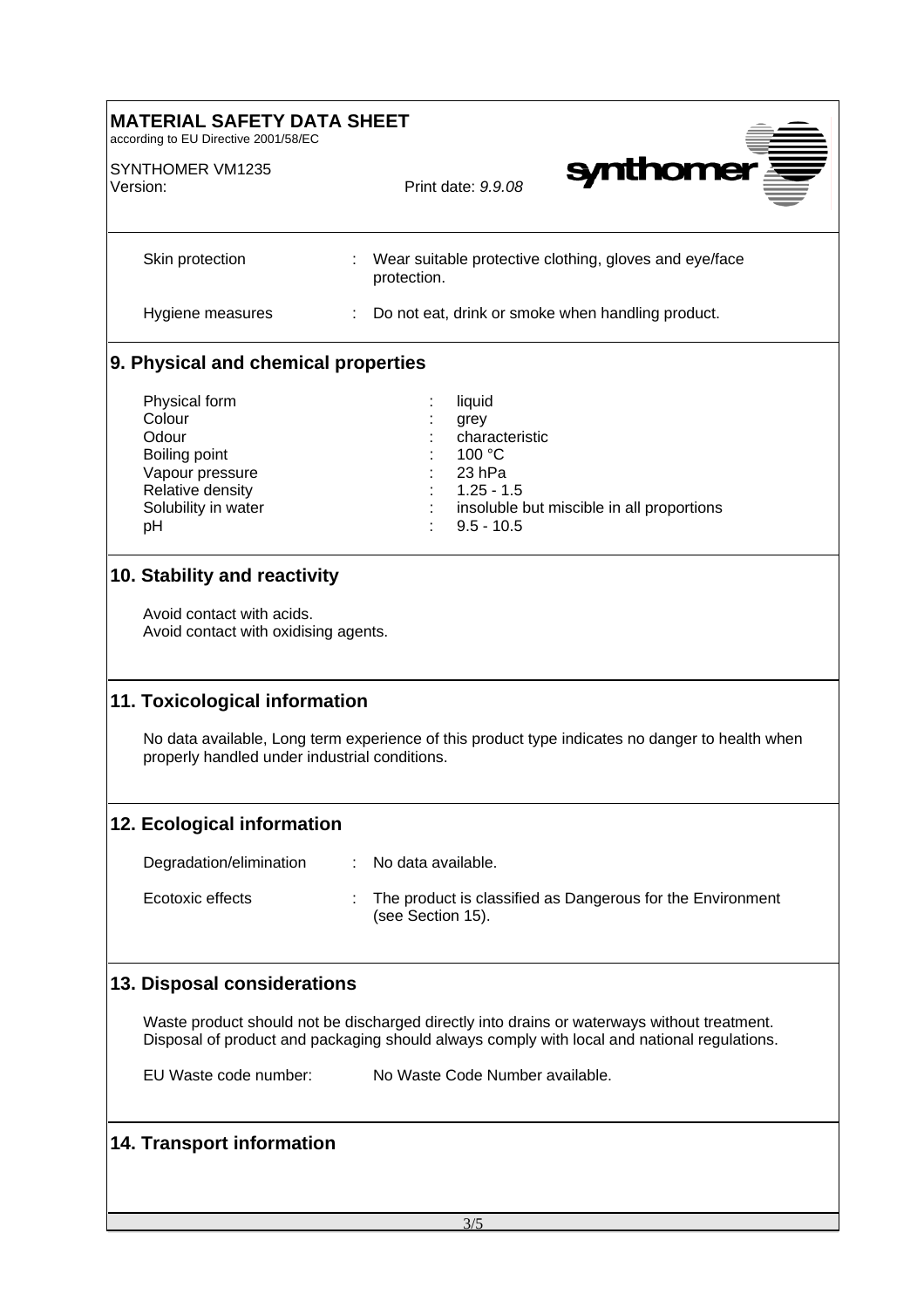| | | |
|---|---|---|
| Skin protection | : | Wear suitable protective clothing, gloves and eye/face protection. |
| Hygiene measures | : | Do not eat, drink or smoke when handling product. |

## 9. Physical and chemical properties

| | | |
|---|---|---|
| Physical form | : | liquid |
| Colour | : | grey |
| Odour | : | characteristic |
| Boiling point | : | 100 °C |
| Vapour pressure | : | 23 hPa |
| Relative density | : | 1.25 - 1.5 |
| Solubility in water | : | insoluble but miscible in all proportions |
| pH | : | 9.5 - 10.5 |

## 10. Stability and reactivity

Avoid contact with acids.
Avoid contact with oxidising agents.

## 11. Toxicological information

No data available, Long term experience of this product type indicates no danger to health when properly handled under industrial conditions.

## 12. Ecological information

| | | |
|---|---|---|
| Degradation/elimination | : | No data available. |
| Ecotoxic effects | : | The product is classified as Dangerous for the Environment (see Section 15). |

## 13. Disposal considerations

Waste product should not be discharged directly into drains or waterways without treatment.
Disposal of product and packaging should always comply with local and national regulations.

EU Waste code number: No Waste Code Number available.

## 14. Transport information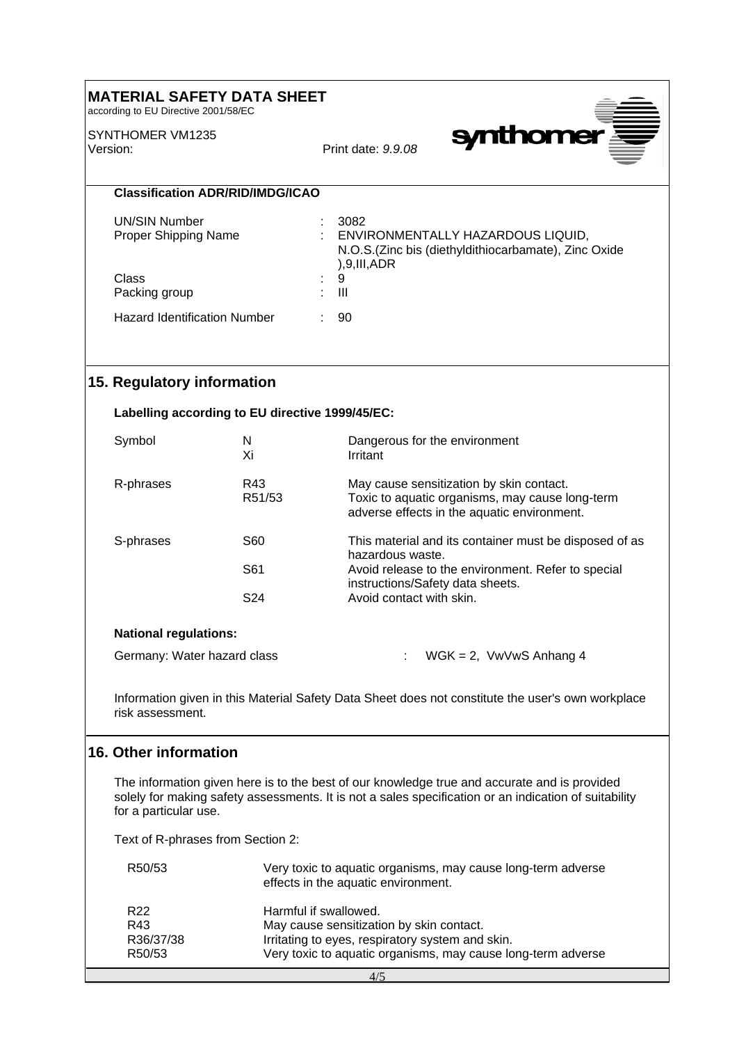**Classification ADR/RID/IMDG/ICAO**

| | | |
|---|---|---|
| UN/SIN Number | : | 3082 |
| Proper Shipping Name | : | ENVIRONMENTALLY HAZARDOUS LIQUID, N.O.S.(Zinc bis (diethyldithiocarbamate), Zinc Oxide ),9,III,ADR |
| Class | : | 9 |
| Packing group | : | III |
| Hazard Identification Number | : | 90 |

## 15. Regulatory information

**Labelling according to EU directive 1999/45/EC:**

| | | |
|---|---|---|
| Symbol | N | Dangerous for the environment |
| | Xi | Irritant |
| R-phrases | R43 | May cause sensitization by skin contact. |
| | R51/53 | Toxic to aquatic organisms, may cause long-term adverse effects in the aquatic environment. |
| S-phrases | S60 | This material and its container must be disposed of as hazardous waste. |
| | S61 | Avoid release to the environment. Refer to special instructions/Safety data sheets. |
| | S24 | Avoid contact with skin. |

**National regulations:**

Germany: Water hazard class : WGK = 2, VwVwS Anhang 4

Information given in this Material Safety Data Sheet does not constitute the user's own workplace risk assessment.

## 16. Other information

The information given here is to the best of our knowledge true and accurate and is provided solely for making safety assessments. It is not a sales specification or an indication of suitability for a particular use.

Text of R-phrases from Section 2:

| | |
|---|---|
| R50/53 | Very toxic to aquatic organisms, may cause long-term adverse effects in the aquatic environment. |
| R22 | Harmful if swallowed. |
| R43 | May cause sensitization by skin contact. |
| R36/37/38 | Irritating to eyes, respiratory system and skin. |
| R50/53 | Very toxic to aquatic organisms, may cause long-term adverse |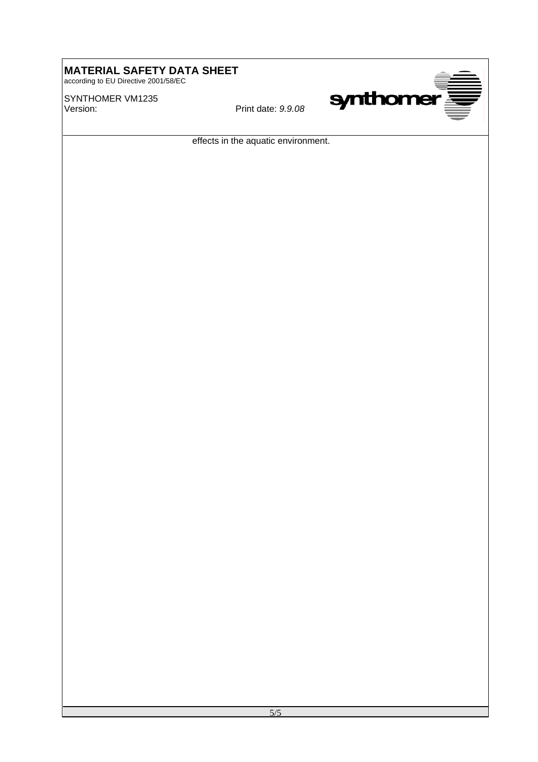effects in the aquatic environment.